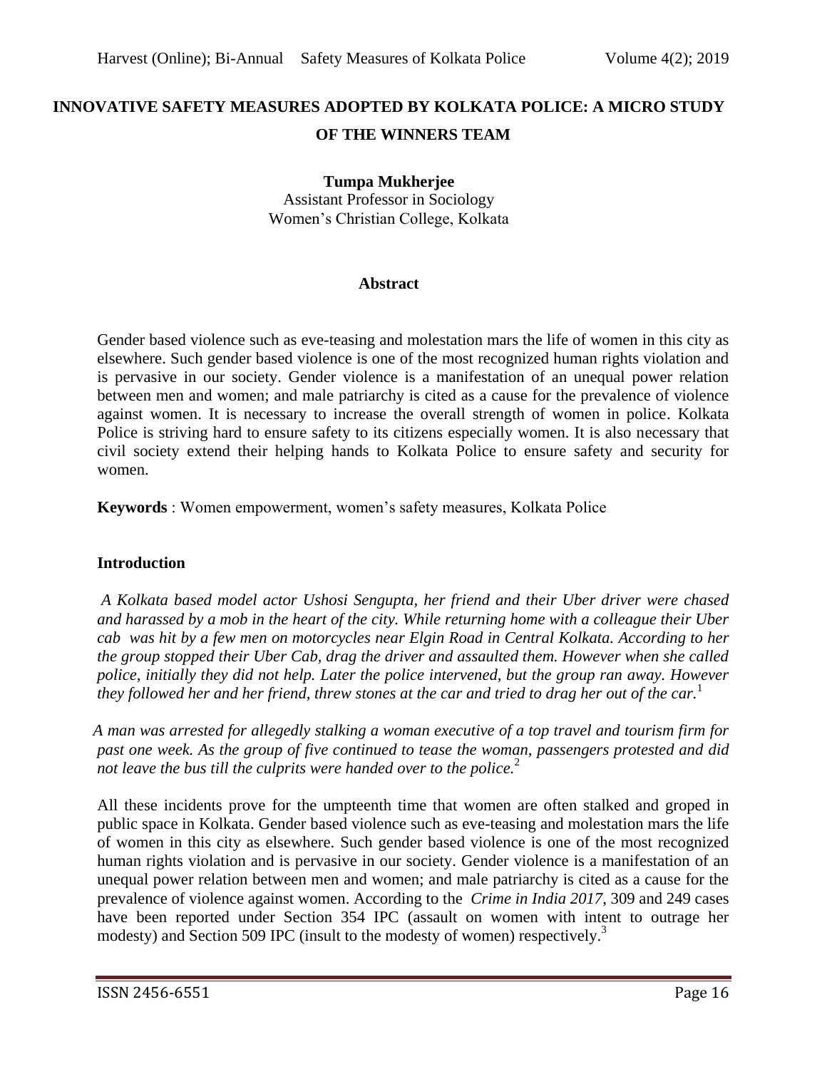# INNOVATIVE SAFETY MEASURES ADOPTED BY KOLKATA POLICE: A MICRO STUDY OF THE WINNERS TEAM

**Tumpa Mukherjee**
Assistant Professor in Sociology
Women's Christian College, Kolkata

## Abstract

Gender based violence such as eve-teasing and molestation mars the life of women in this city as elsewhere. Such gender based violence is one of the most recognized human rights violation and is pervasive in our society. Gender violence is a manifestation of an unequal power relation between men and women; and male patriarchy is cited as a cause for the prevalence of violence against women. It is necessary to increase the overall strength of women in police. Kolkata Police is striving hard to ensure safety to its citizens especially women. It is also necessary that civil society extend their helping hands to Kolkata Police to ensure safety and security for women.

**Keywords** : Women empowerment, women's safety measures, Kolkata Police

## Introduction

*A Kolkata based model actor Ushosi Sengupta, her friend and their Uber driver were chased and harassed by a mob in the heart of the city. While returning home with a colleague their Uber cab was hit by a few men on motorcycles near Elgin Road in Central Kolkata. According to her the group stopped their Uber Cab, drag the driver and assaulted them. However when she called police, initially they did not help. Later the police intervened, but the group ran away. However they followed her and her friend, threw stones at the car and tried to drag her out of the car.*[1]

*A man was arrested for allegedly stalking a woman executive of a top travel and tourism firm for past one week. As the group of five continued to tease the woman, passengers protested and did not leave the bus till the culprits were handed over to the police.*[2]

All these incidents prove for the umpteenth time that women are often stalked and groped in public space in Kolkata. Gender based violence such as eve-teasing and molestation mars the life of women in this city as elsewhere. Such gender based violence is one of the most recognized human rights violation and is pervasive in our society. Gender violence is a manifestation of an unequal power relation between men and women; and male patriarchy is cited as a cause for the prevalence of violence against women. According to the *Crime in India 2017*, 309 and 249 cases have been reported under Section 354 IPC (assault on women with intent to outrage her modesty) and Section 509 IPC (insult to the modesty of women) respectively.[3]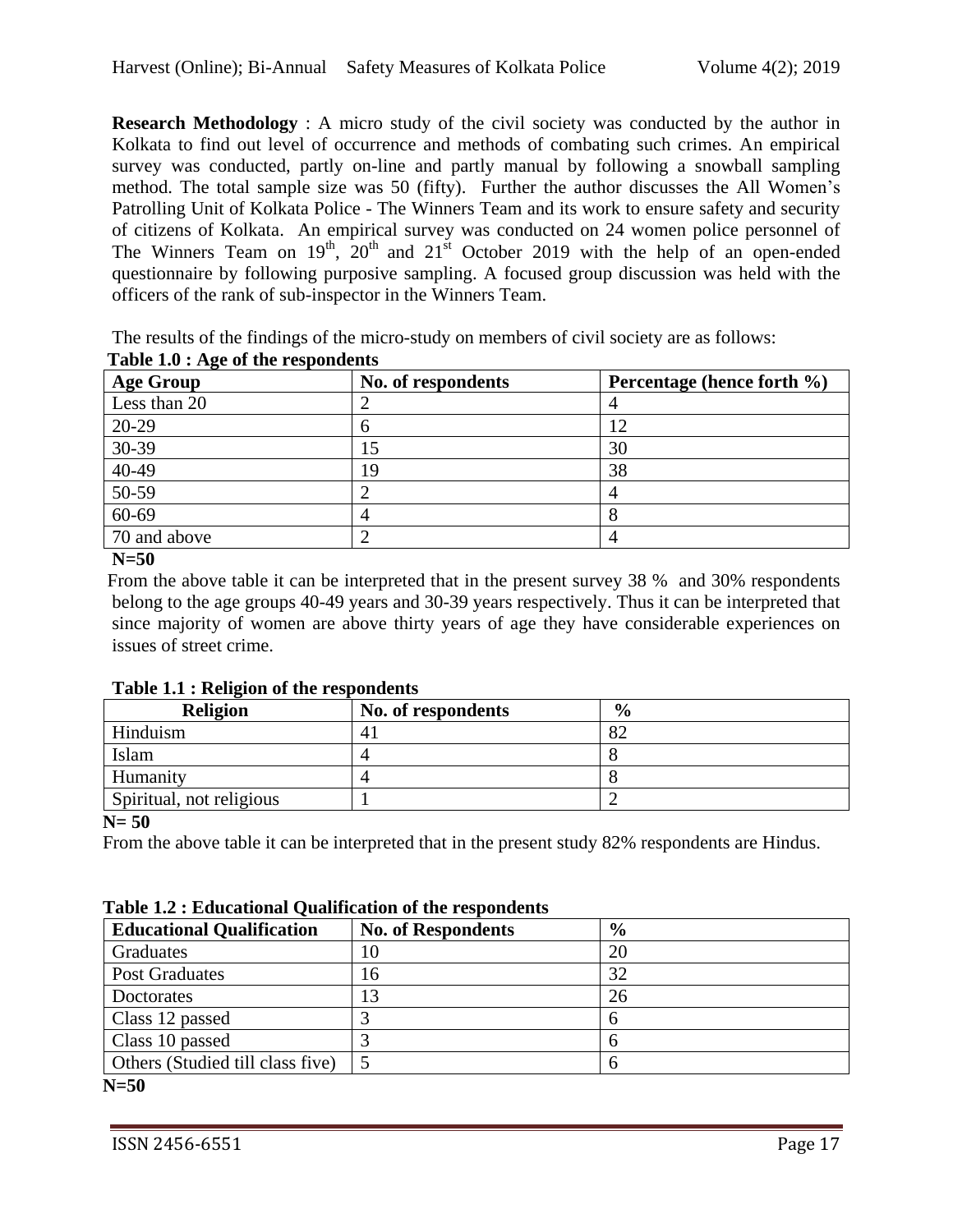**Research Methodology** : A micro study of the civil society was conducted by the author in Kolkata to find out level of occurrence and methods of combating such crimes. An empirical survey was conducted, partly on-line and partly manual by following a snowball sampling method. The total sample size was 50 (fifty). Further the author discusses the All Women's Patrolling Unit of Kolkata Police - The Winners Team and its work to ensure safety and security of citizens of Kolkata. An empirical survey was conducted on 24 women police personnel of The Winners Team on 19th, 20th and 21st October 2019 with the help of an open-ended questionnaire by following purposive sampling. A focused group discussion was held with the officers of the rank of sub-inspector in the Winners Team.

The results of the findings of the micro-study on members of civil society are as follows:

**Table 1.0 : Age of the respondents**

| Age Group | No. of respondents | Percentage (hence forth %) |
|---|---|---|
| Less than 20 | 2 | 4 |
| 20-29 | 6 | 12 |
| 30-39 | 15 | 30 |
| 40-49 | 19 | 38 |
| 50-59 | 2 | 4 |
| 60-69 | 4 | 8 |
| 70 and above | 2 | 4 |

**N=50**

From the above table it can be interpreted that in the present survey 38 % and 30% respondents belong to the age groups 40-49 years and 30-39 years respectively. Thus it can be interpreted that since majority of women are above thirty years of age they have considerable experiences on issues of street crime.

**Table 1.1 : Religion of the respondents**

| Religion | No. of respondents | % |
|---|---|---|
| Hinduism | 41 | 82 |
| Islam | 4 | 8 |
| Humanity | 4 | 8 |
| Spiritual, not religious | 1 | 2 |

**N= 50**

From the above table it can be interpreted that in the present study 82% respondents are Hindus.

**Table 1.2 : Educational Qualification of the respondents**

| Educational Qualification | No. of Respondents | % |
|---|---|---|
| Graduates | 10 | 20 |
| Post Graduates | 16 | 32 |
| Doctorates | 13 | 26 |
| Class 12 passed | 3 | 6 |
| Class 10 passed | 3 | 6 |
| Others (Studied till class five) | 5 | 6 |

**N=50**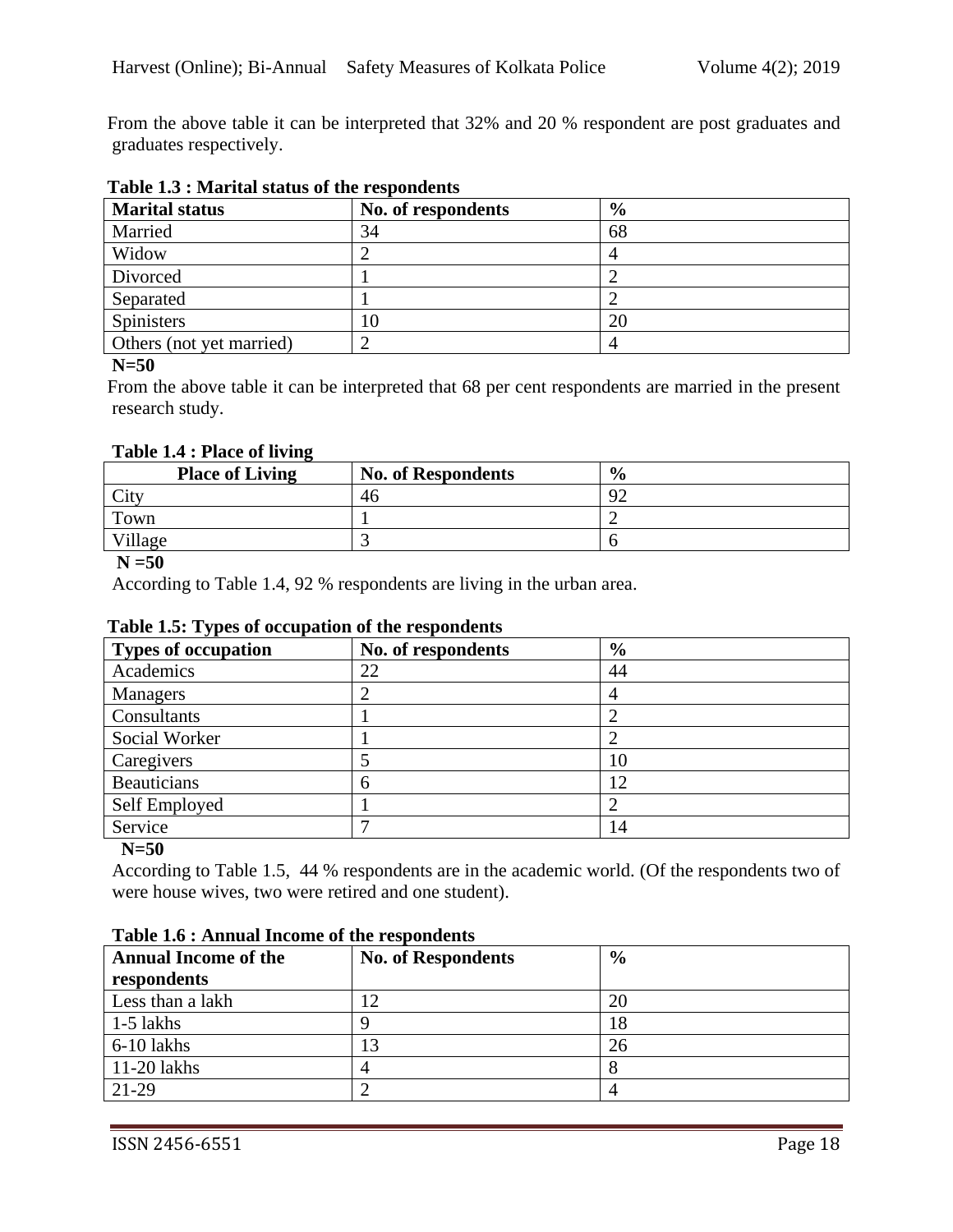From the above table it can be interpreted that 32% and 20 % respondent are post graduates and graduates respectively.

**Table 1.3 : Marital status of the respondents**

| Marital status | No. of respondents | % |
|---|---|---|
| Married | 34 | 68 |
| Widow | 2 | 4 |
| Divorced | 1 | 2 |
| Separated | 1 | 2 |
| Spinisters | 10 | 20 |
| Others (not yet married) | 2 | 4 |

**N=50**

From the above table it can be interpreted that 68 per cent respondents are married in the present research study.

**Table 1.4 : Place of living**

| Place of Living | No. of Respondents | % |
|---|---|---|
| City | 46 | 92 |
| Town | 1 | 2 |
| Village | 3 | 6 |

**N =50**

According to Table 1.4, 92 % respondents are living in the urban area.

**Table 1.5: Types of occupation of the respondents**

| Types of occupation | No. of respondents | % |
|---|---|---|
| Academics | 22 | 44 |
| Managers | 2 | 4 |
| Consultants | 1 | 2 |
| Social Worker | 1 | 2 |
| Caregivers | 5 | 10 |
| Beauticians | 6 | 12 |
| Self Employed | 1 | 2 |
| Service | 7 | 14 |

**N=50**

According to Table 1.5, 44 % respondents are in the academic world. (Of the respondents two of were house wives, two were retired and one student).

**Table 1.6 : Annual Income of the respondents**

| Annual Income of the respondents | No. of Respondents | % |
|---|---|---|
| Less than a lakh | 12 | 20 |
| 1-5 lakhs | 9 | 18 |
| 6-10 lakhs | 13 | 26 |
| 11-20 lakhs | 4 | 8 |
| 21-29 | 2 | 4 |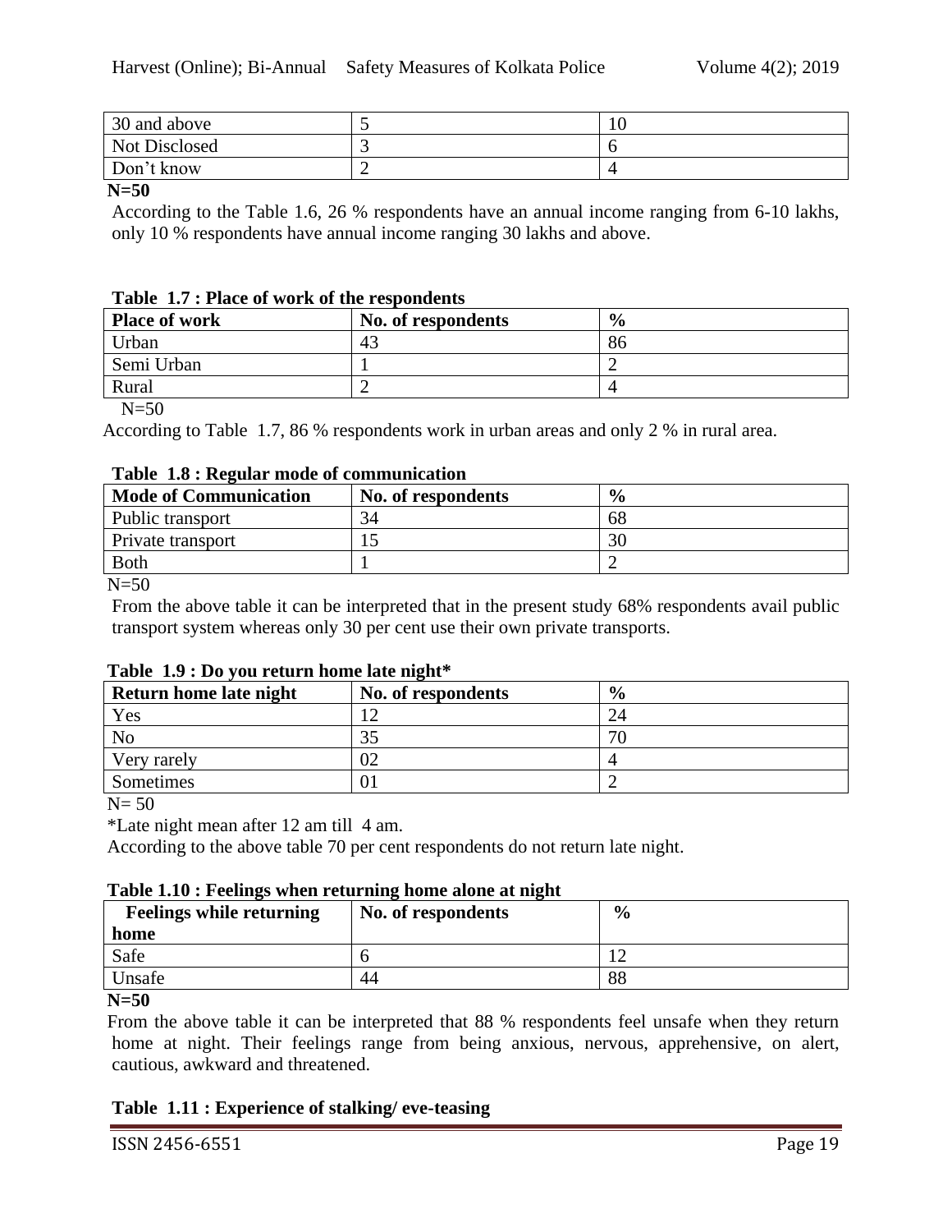| 30 and above | 5 | 10 |
|---|---|---|
| Not Disclosed | 3 | 6 |
| Don't know | 2 | 4 |

**N=50**

According to the Table 1.6, 26 % respondents have an annual income ranging from 6-10 lakhs, only 10 % respondents have annual income ranging 30 lakhs and above.

**Table 1.7 : Place of work of the respondents**

| Place of work | No. of respondents | % |
|---|---|---|
| Urban | 43 | 86 |
| Semi Urban | 1 | 2 |
| Rural | 2 | 4 |

N=50

According to Table 1.7, 86 % respondents work in urban areas and only 2 % in rural area.

**Table 1.8 : Regular mode of communication**

| Mode of Communication | No. of respondents | % |
|---|---|---|
| Public transport | 34 | 68 |
| Private transport | 15 | 30 |
| Both | 1 | 2 |

N=50

From the above table it can be interpreted that in the present study 68% respondents avail public transport system whereas only 30 per cent use their own private transports.

**Table 1.9 : Do you return home late night***

| Return home late night | No. of respondents | % |
|---|---|---|
| Yes | 12 | 24 |
| No | 35 | 70 |
| Very rarely | 02 | 4 |
| Sometimes | 01 | 2 |

N= 50

*Late night mean after 12 am till 4 am.

According to the above table 70 per cent respondents do not return late night.

**Table 1.10 : Feelings when returning home alone at night**

| Feelings while returning home | No. of respondents | % |
|---|---|---|
| Safe | 6 | 12 |
| Unsafe | 44 | 88 |

**N=50**

From the above table it can be interpreted that 88 % respondents feel unsafe when they return home at night. Their feelings range from being anxious, nervous, apprehensive, on alert, cautious, awkward and threatened.

**Table 1.11 : Experience of stalking/ eve-teasing**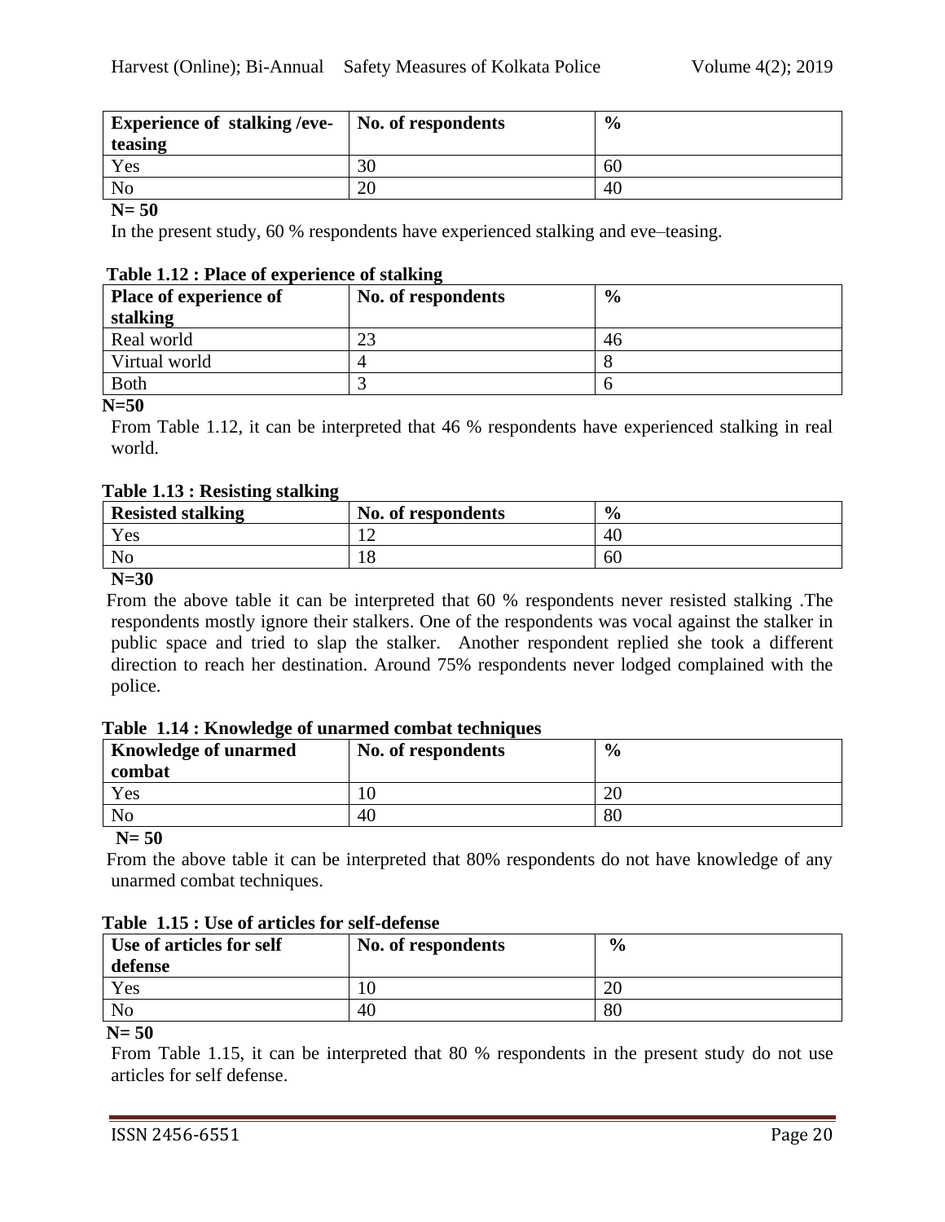| Experience of stalking /eve-teasing | No. of respondents | % |
|---|---|---|
| Yes | 30 | 60 |
| No | 20 | 40 |

**N= 50**

In the present study, 60 % respondents have experienced stalking and eve–teasing.

**Table 1.12 : Place of experience of stalking**

| Place of experience of stalking | No. of respondents | % |
|---|---|---|
| Real world | 23 | 46 |
| Virtual world | 4 | 8 |
| Both | 3 | 6 |

**N=50**

From Table 1.12, it can be interpreted that 46 % respondents have experienced stalking in real world.

**Table 1.13 : Resisting stalking**

| Resisted stalking | No. of respondents | % |
|---|---|---|
| Yes | 12 | 40 |
| No | 18 | 60 |

**N=30**

From the above table it can be interpreted that 60 % respondents never resisted stalking .The respondents mostly ignore their stalkers. One of the respondents was vocal against the stalker in public space and tried to slap the stalker. Another respondent replied she took a different direction to reach her destination. Around 75% respondents never lodged complained with the police.

**Table 1.14 : Knowledge of unarmed combat techniques**

| Knowledge of unarmed combat | No. of respondents | % |
|---|---|---|
| Yes | 10 | 20 |
| No | 40 | 80 |

**N= 50**

From the above table it can be interpreted that 80% respondents do not have knowledge of any unarmed combat techniques.

**Table 1.15 : Use of articles for self-defense**

| Use of articles for self defense | No. of respondents | % |
|---|---|---|
| Yes | 10 | 20 |
| No | 40 | 80 |

**N= 50**

From Table 1.15, it can be interpreted that 80 % respondents in the present study do not use articles for self defense.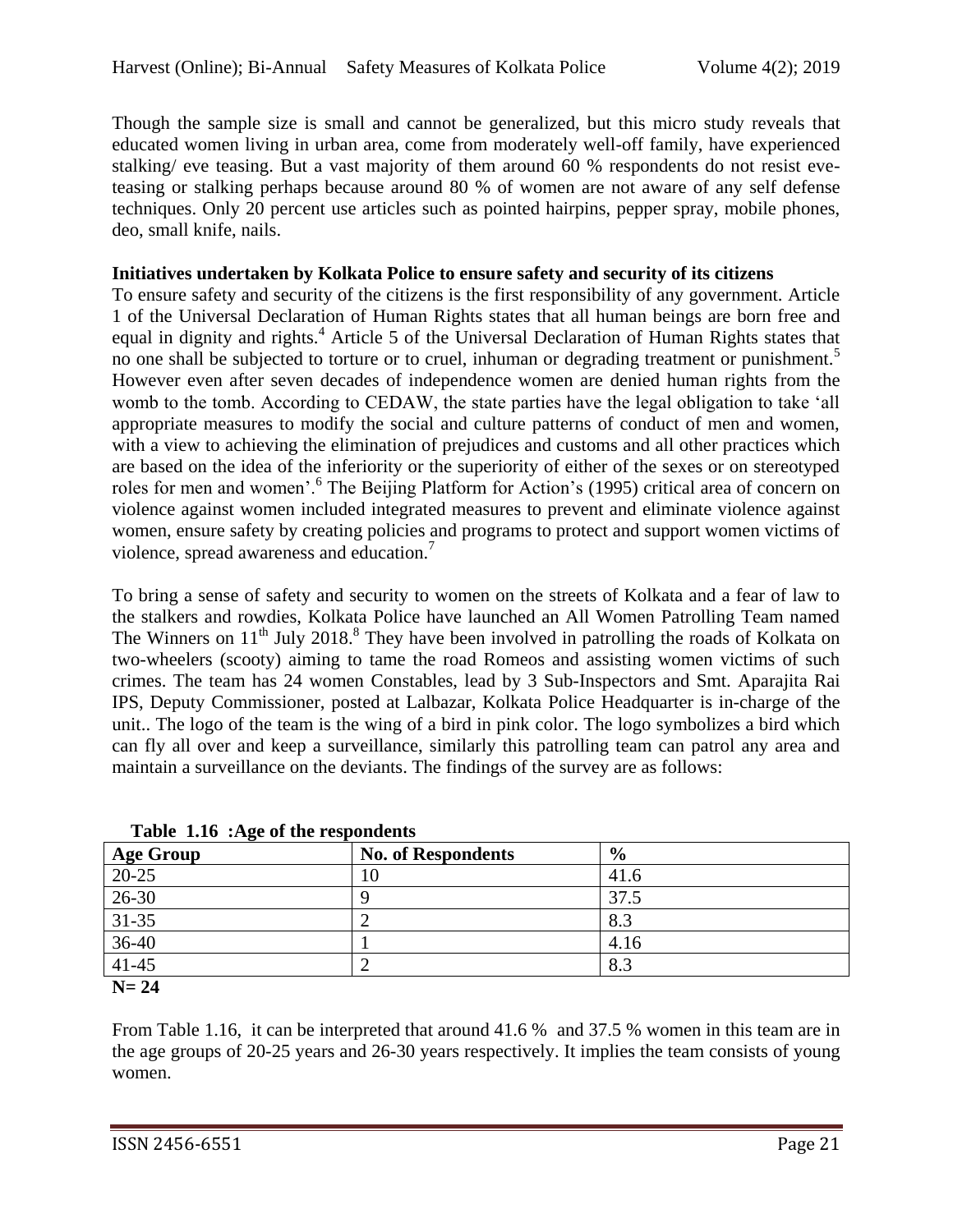Though the sample size is small and cannot be generalized, but this micro study reveals that educated women living in urban area, come from moderately well-off family, have experienced stalking/ eve teasing. But a vast majority of them around 60 % respondents do not resist eve-teasing or stalking perhaps because around 80 % of women are not aware of any self defense techniques. Only 20 percent use articles such as pointed hairpins, pepper spray, mobile phones, deo, small knife, nails.

**Initiatives undertaken by Kolkata Police to ensure safety and security of its citizens**

To ensure safety and security of the citizens is the first responsibility of any government. Article 1 of the Universal Declaration of Human Rights states that all human beings are born free and equal in dignity and rights.[4] Article 5 of the Universal Declaration of Human Rights states that no one shall be subjected to torture or to cruel, inhuman or degrading treatment or punishment.[5] However even after seven decades of independence women are denied human rights from the womb to the tomb. According to CEDAW, the state parties have the legal obligation to take 'all appropriate measures to modify the social and culture patterns of conduct of men and women, with a view to achieving the elimination of prejudices and customs and all other practices which are based on the idea of the inferiority or the superiority of either of the sexes or on stereotyped roles for men and women'.[6] The Beijing Platform for Action's (1995) critical area of concern on violence against women included integrated measures to prevent and eliminate violence against women, ensure safety by creating policies and programs to protect and support women victims of violence, spread awareness and education.[7]

To bring a sense of safety and security to women on the streets of Kolkata and a fear of law to the stalkers and rowdies, Kolkata Police have launched an All Women Patrolling Team named The Winners on 11th July 2018.[8] They have been involved in patrolling the roads of Kolkata on two-wheelers (scooty) aiming to tame the road Romeos and assisting women victims of such crimes. The team has 24 women Constables, lead by 3 Sub-Inspectors and Smt. Aparajita Rai IPS, Deputy Commissioner, posted at Lalbazar, Kolkata Police Headquarter is in-charge of the unit.. The logo of the team is the wing of a bird in pink color. The logo symbolizes a bird which can fly all over and keep a surveillance, similarly this patrolling team can patrol any area and maintain a surveillance on the deviants. The findings of the survey are as follows:

**Table 1.16 :Age of the respondents**

| Age Group | No. of Respondents | % |
|---|---|---|
| 20-25 | 10 | 41.6 |
| 26-30 | 9 | 37.5 |
| 31-35 | 2 | 8.3 |
| 36-40 | 1 | 4.16 |
| 41-45 | 2 | 8.3 |

**N= 24**

From Table 1.16, it can be interpreted that around 41.6 % and 37.5 % women in this team are in the age groups of 20-25 years and 26-30 years respectively. It implies the team consists of young women.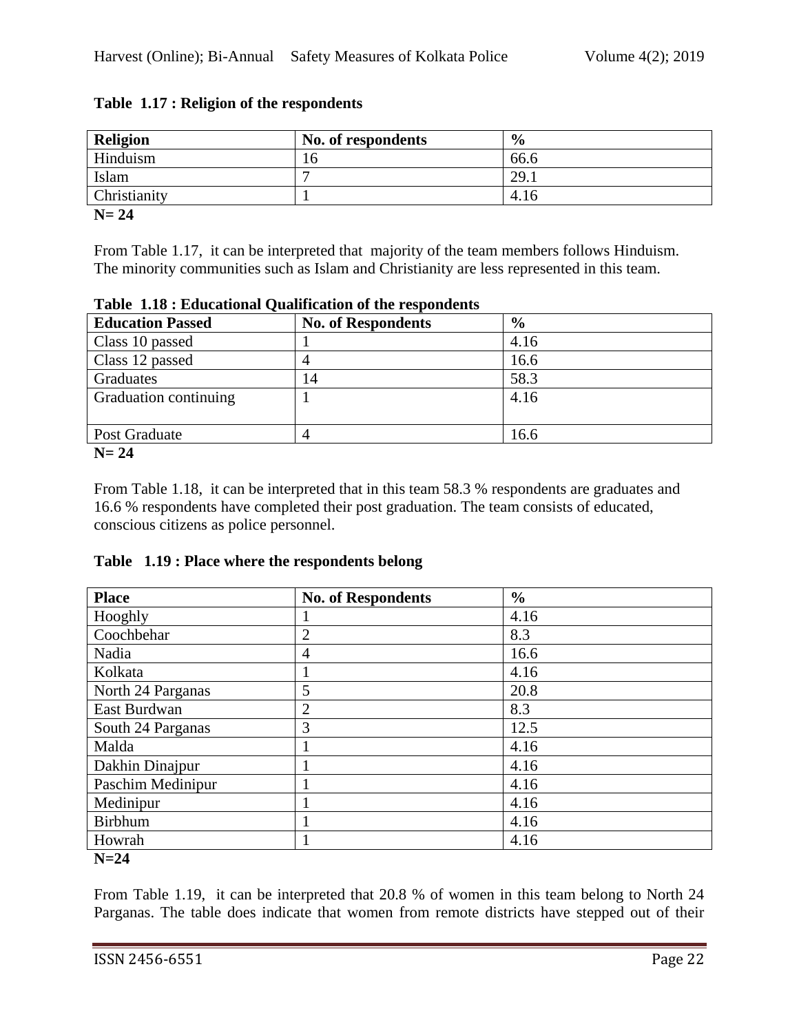**Table 1.17 : Religion of the respondents**

| Religion | No. of respondents | % |
|---|---|---|
| Hinduism | 16 | 66.6 |
| Islam | 7 | 29.1 |
| Christianity | 1 | 4.16 |

**N= 24**

From Table 1.17, it can be interpreted that majority of the team members follows Hinduism. The minority communities such as Islam and Christianity are less represented in this team.

**Table 1.18 : Educational Qualification of the respondents**

| Education Passed | No. of Respondents | % |
|---|---|---|
| Class 10 passed | 1 | 4.16 |
| Class 12 passed | 4 | 16.6 |
| Graduates | 14 | 58.3 |
| Graduation continuing | 1 | 4.16 |
| Post Graduate | 4 | 16.6 |

**N= 24**

From Table 1.18, it can be interpreted that in this team 58.3 % respondents are graduates and 16.6 % respondents have completed their post graduation. The team consists of educated, conscious citizens as police personnel.

**Table 1.19 : Place where the respondents belong**

| Place | No. of Respondents | % |
|---|---|---|
| Hooghly | 1 | 4.16 |
| Coochbehar | 2 | 8.3 |
| Nadia | 4 | 16.6 |
| Kolkata | 1 | 4.16 |
| North 24 Parganas | 5 | 20.8 |
| East Burdwan | 2 | 8.3 |
| South 24 Parganas | 3 | 12.5 |
| Malda | 1 | 4.16 |
| Dakhin Dinajpur | 1 | 4.16 |
| Paschim Medinipur | 1 | 4.16 |
| Medinipur | 1 | 4.16 |
| Birbhum | 1 | 4.16 |
| Howrah | 1 | 4.16 |

**N=24**

From Table 1.19, it can be interpreted that 20.8 % of women in this team belong to North 24 Parganas. The table does indicate that women from remote districts have stepped out of their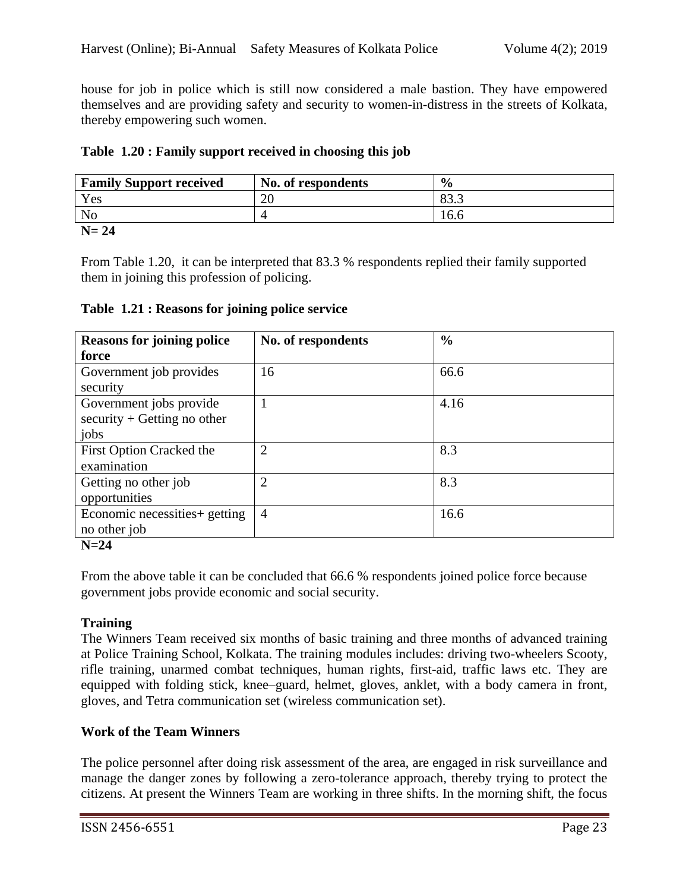house for job in police which is still now considered a male bastion. They have empowered themselves and are providing safety and security to women-in-distress in the streets of Kolkata, thereby empowering such women.

**Table 1.20 : Family support received in choosing this job**

| Family Support received | No. of respondents | % |
|---|---|---|
| Yes | 20 | 83.3 |
| No | 4 | 16.6 |

**N= 24**

From Table 1.20, it can be interpreted that 83.3 % respondents replied their family supported them in joining this profession of policing.

**Table 1.21 : Reasons for joining police service**

| Reasons for joining police force | No. of respondents | % |
|---|---|---|
| Government job provides security | 16 | 66.6 |
| Government jobs provide security + Getting no other jobs | 1 | 4.16 |
| First Option Cracked the examination | 2 | 8.3 |
| Getting no other job opportunities | 2 | 8.3 |
| Economic necessities+ getting no other job | 4 | 16.6 |

**N=24**

From the above table it can be concluded that 66.6 % respondents joined police force because government jobs provide economic and social security.

**Training**

The Winners Team received six months of basic training and three months of advanced training at Police Training School, Kolkata. The training modules includes: driving two-wheelers Scooty, rifle training, unarmed combat techniques, human rights, first-aid, traffic laws etc. They are equipped with folding stick, knee–guard, helmet, gloves, anklet, with a body camera in front, gloves, and Tetra communication set (wireless communication set).

**Work of the Team Winners**

The police personnel after doing risk assessment of the area, are engaged in risk surveillance and manage the danger zones by following a zero-tolerance approach, thereby trying to protect the citizens. At present the Winners Team are working in three shifts. In the morning shift, the focus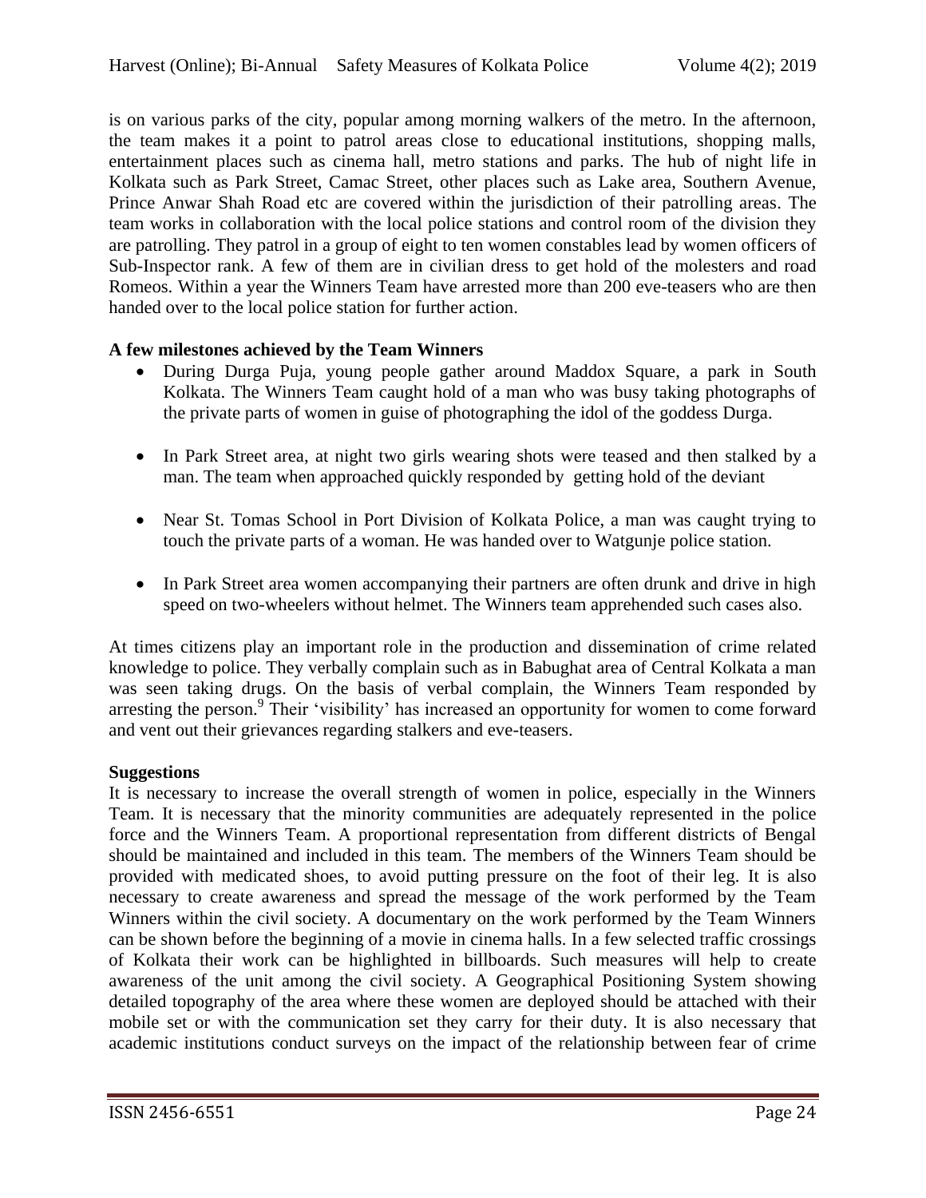is on various parks of the city, popular among morning walkers of the metro. In the afternoon, the team makes it a point to patrol areas close to educational institutions, shopping malls, entertainment places such as cinema hall, metro stations and parks. The hub of night life in Kolkata such as Park Street, Camac Street, other places such as Lake area, Southern Avenue, Prince Anwar Shah Road etc are covered within the jurisdiction of their patrolling areas. The team works in collaboration with the local police stations and control room of the division they are patrolling. They patrol in a group of eight to ten women constables lead by women officers of Sub-Inspector rank. A few of them are in civilian dress to get hold of the molesters and road Romeos. Within a year the Winners Team have arrested more than 200 eve-teasers who are then handed over to the local police station for further action.

**A few milestones achieved by the Team Winners**

- During Durga Puja, young people gather around Maddox Square, a park in South Kolkata. The Winners Team caught hold of a man who was busy taking photographs of the private parts of women in guise of photographing the idol of the goddess Durga.
- In Park Street area, at night two girls wearing shots were teased and then stalked by a man. The team when approached quickly responded by getting hold of the deviant
- Near St. Tomas School in Port Division of Kolkata Police, a man was caught trying to touch the private parts of a woman. He was handed over to Watgunje police station.
- In Park Street area women accompanying their partners are often drunk and drive in high speed on two-wheelers without helmet. The Winners team apprehended such cases also.

At times citizens play an important role in the production and dissemination of crime related knowledge to police. They verbally complain such as in Babughat area of Central Kolkata a man was seen taking drugs. On the basis of verbal complain, the Winners Team responded by arresting the person.[9] Their 'visibility' has increased an opportunity for women to come forward and vent out their grievances regarding stalkers and eve-teasers.

**Suggestions**

It is necessary to increase the overall strength of women in police, especially in the Winners Team. It is necessary that the minority communities are adequately represented in the police force and the Winners Team. A proportional representation from different districts of Bengal should be maintained and included in this team. The members of the Winners Team should be provided with medicated shoes, to avoid putting pressure on the foot of their leg. It is also necessary to create awareness and spread the message of the work performed by the Team Winners within the civil society. A documentary on the work performed by the Team Winners can be shown before the beginning of a movie in cinema halls. In a few selected traffic crossings of Kolkata their work can be highlighted in billboards. Such measures will help to create awareness of the unit among the civil society. A Geographical Positioning System showing detailed topography of the area where these women are deployed should be attached with their mobile set or with the communication set they carry for their duty. It is also necessary that academic institutions conduct surveys on the impact of the relationship between fear of crime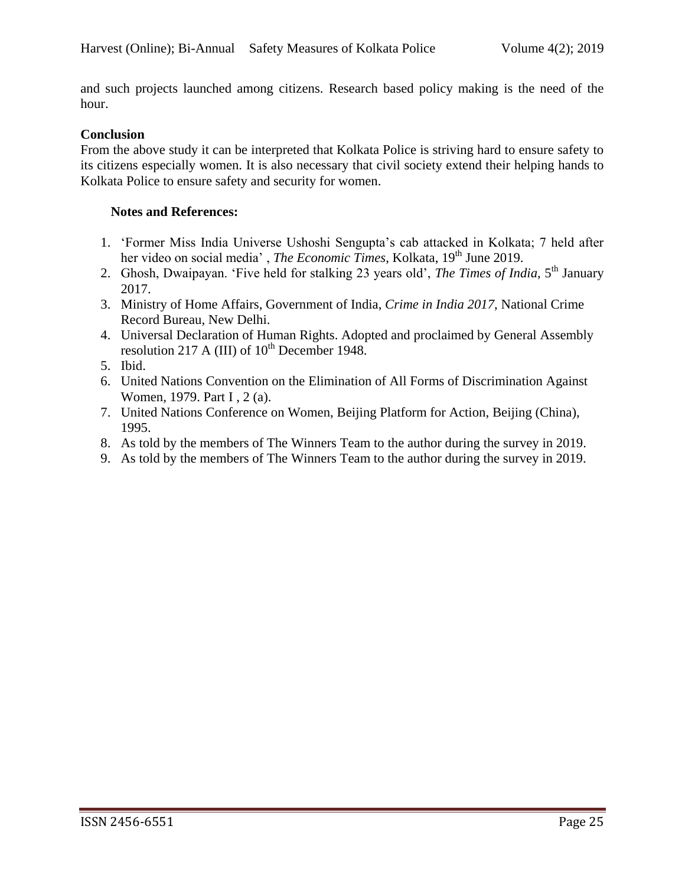and such projects launched among citizens. Research based policy making is the need of the hour.

## Conclusion

From the above study it can be interpreted that Kolkata Police is striving hard to ensure safety to its citizens especially women. It is also necessary that civil society extend their helping hands to Kolkata Police to ensure safety and security for women.

### Notes and References:

1. 'Former Miss India Universe Ushoshi Sengupta's cab attacked in Kolkata; 7 held after her video on social media' , *The Economic Times*, Kolkata, 19th June 2019.
2. Ghosh, Dwaipayan. 'Five held for stalking 23 years old', *The Times of India*, 5th January 2017.
3. Ministry of Home Affairs, Government of India, *Crime in India 2017*, National Crime Record Bureau, New Delhi.
4. Universal Declaration of Human Rights. Adopted and proclaimed by General Assembly resolution 217 A (III) of 10th December 1948.
5. Ibid.
6. United Nations Convention on the Elimination of All Forms of Discrimination Against Women, 1979. Part I , 2 (a).
7. United Nations Conference on Women, Beijing Platform for Action, Beijing (China), 1995.
8. As told by the members of The Winners Team to the author during the survey in 2019.
9. As told by the members of The Winners Team to the author during the survey in 2019.